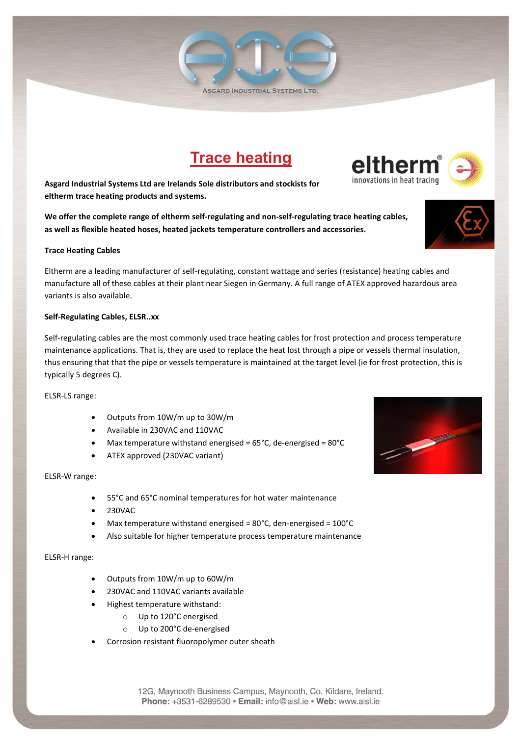# Trace heating

**Asgard Industrial Systems Ltd are Irelands Sole distributors and stockists for eltherm trace heating products and systems.**

**We offer the complete range of eltherm self-regulating and non-self-regulating trace heating cables, as well as flexible heated hoses, heated jackets temperature controllers and accessories.**

**Trace Heating Cables**

Eltherm are a leading manufacturer of self-regulating, constant wattage and series (resistance) heating cables and manufacture all of these cables at their plant near Siegen in Germany. A full range of ATEX approved hazardous area variants is also available.

**Self-Regulating Cables, ELSR..xx**

Self-regulating cables are the most commonly used trace heating cables for frost protection and process temperature maintenance applications. That is, they are used to replace the heat lost through a pipe or vessels thermal insulation, thus ensuring that that the pipe or vessels temperature is maintained at the target level (ie for frost protection, this is typically 5 degrees C).

ELSR-LS range:

- Outputs from 10W/m up to 30W/m
- Available in 230VAC and 110VAC
- Max temperature withstand energised = 65°C, de-energised = 80°C
- ATEX approved (230VAC variant)

ELSR-W range:

- 55°C and 65°C nominal temperatures for hot water maintenance
- 230VAC
- Max temperature withstand energised = 80°C, den-energised = 100°C
- Also suitable for higher temperature process temperature maintenance

ELSR-H range:

- Outputs from 10W/m up to 60W/m
- 230VAC and 110VAC variants available
- Highest temperature withstand:
  - Up to 120°C energised
  - Up to 200°C de-energised
- Corrosion resistant fluoropolymer outer sheath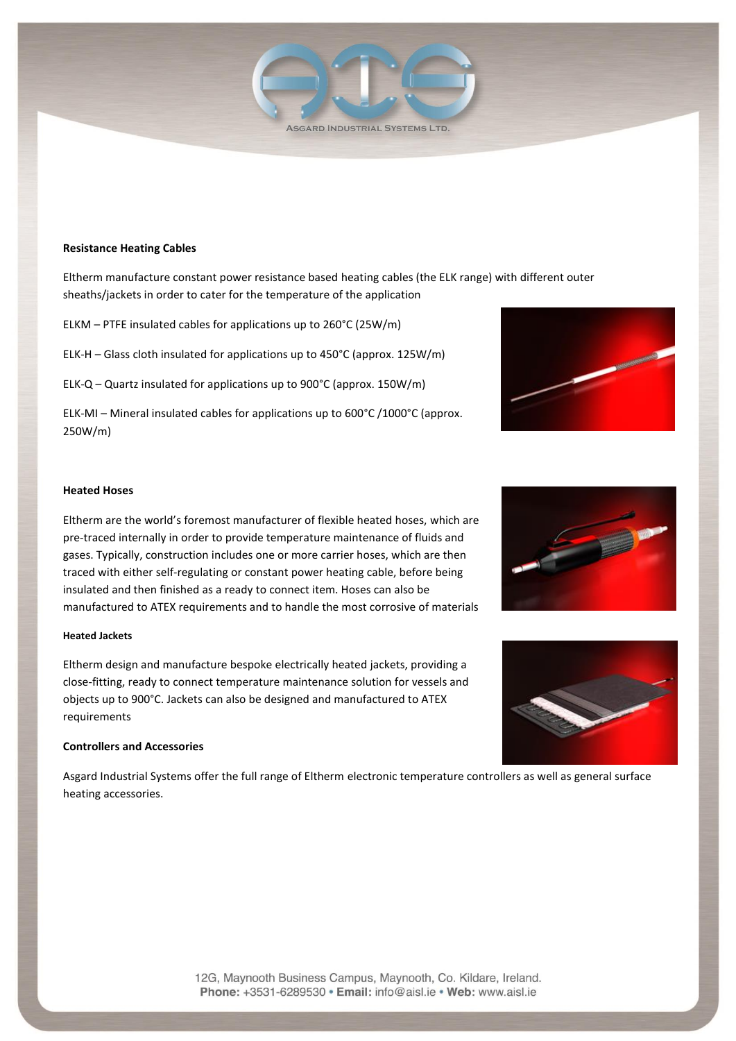**Resistance Heating Cables**

Eltherm manufacture constant power resistance based heating cables (the ELK range) with different outer sheaths/jackets in order to cater for the temperature of the application

ELKM – PTFE insulated cables for applications up to 260°C (25W/m)

ELK-H – Glass cloth insulated for applications up to 450°C (approx. 125W/m)

ELK-Q – Quartz insulated for applications up to 900°C (approx. 150W/m)

ELK-MI – Mineral insulated cables for applications up to 600°C /1000°C (approx. 250W/m)

**Heated Hoses**

Eltherm are the world's foremost manufacturer of flexible heated hoses, which are pre-traced internally in order to provide temperature maintenance of fluids and gases. Typically, construction includes one or more carrier hoses, which are then traced with either self-regulating or constant power heating cable, before being insulated and then finished as a ready to connect item. Hoses can also be manufactured to ATEX requirements and to handle the most corrosive of materials

**Heated Jackets**

Eltherm design and manufacture bespoke electrically heated jackets, providing a close-fitting, ready to connect temperature maintenance solution for vessels and objects up to 900°C. Jackets can also be designed and manufactured to ATEX requirements

**Controllers and Accessories**

Asgard Industrial Systems offer the full range of Eltherm electronic temperature controllers as well as general surface heating accessories.